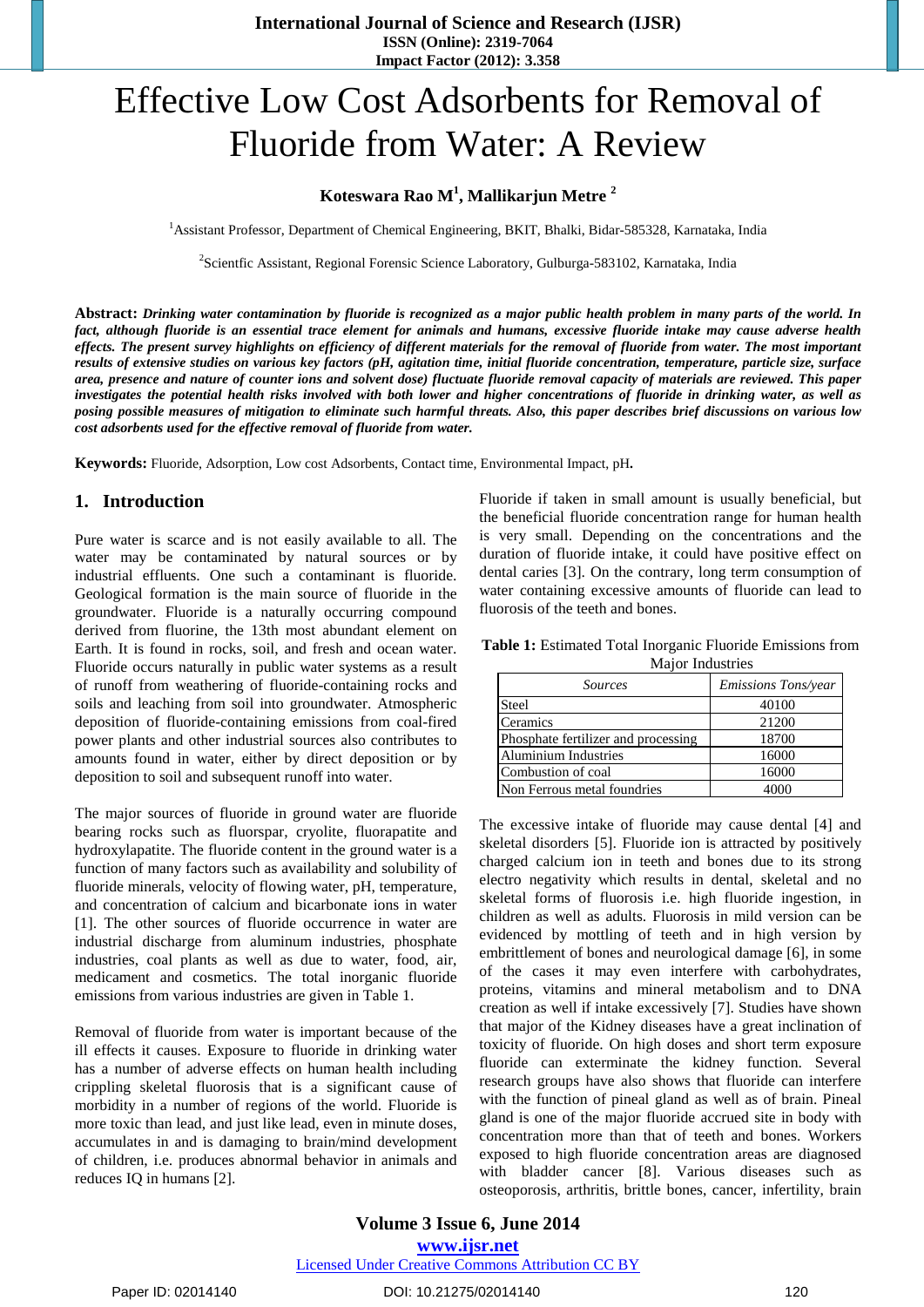# Effective Low Cost Adsorbents for Removal of Fluoride from Water: A Review

**Koteswara Rao M[1], Mallikarjun Metre [2]**

[1]Assistant Professor, Department of Chemical Engineering, BKIT, Bhalki, Bidar-585328, Karnataka, India

[2]Scientfic Assistant, Regional Forensic Science Laboratory, Gulburga-583102, Karnataka, India

**Abstract:** ***Drinking water contamination by fluoride is recognized as a major public health problem in many parts of the world. In fact, although fluoride is an essential trace element for animals and humans, excessive fluoride intake may cause adverse health effects. The present survey highlights on efficiency of different materials for the removal of fluoride from water. The most important results of extensive studies on various key factors (pH, agitation time, initial fluoride concentration, temperature, particle size, surface area, presence and nature of counter ions and solvent dose) fluctuate fluoride removal capacity of materials are reviewed. This paper investigates the potential health risks involved with both lower and higher concentrations of fluoride in drinking water, as well as posing possible measures of mitigation to eliminate such harmful threats. Also, this paper describes brief discussions on various low cost adsorbents used for the effective removal of fluoride from water.***

**Keywords:** Fluoride, Adsorption, Low cost Adsorbents, Contact time, Environmental Impact, pH.

## 1. Introduction

Pure water is scarce and is not easily available to all. The water may be contaminated by natural sources or by industrial effluents. One such a contaminant is fluoride. Geological formation is the main source of fluoride in the groundwater. Fluoride is a naturally occurring compound derived from fluorine, the 13th most abundant element on Earth. It is found in rocks, soil, and fresh and ocean water. Fluoride occurs naturally in public water systems as a result of runoff from weathering of fluoride-containing rocks and soils and leaching from soil into groundwater. Atmospheric deposition of fluoride-containing emissions from coal-fired power plants and other industrial sources also contributes to amounts found in water, either by direct deposition or by deposition to soil and subsequent runoff into water.

The major sources of fluoride in ground water are fluoride bearing rocks such as fluorspar, cryolite, fluorapatite and hydroxylapatite. The fluoride content in the ground water is a function of many factors such as availability and solubility of fluoride minerals, velocity of flowing water, pH, temperature, and concentration of calcium and bicarbonate ions in water [1]. The other sources of fluoride occurrence in water are industrial discharge from aluminum industries, phosphate industries, coal plants as well as due to water, food, air, medicament and cosmetics. The total inorganic fluoride emissions from various industries are given in Table 1.

Removal of fluoride from water is important because of the ill effects it causes. Exposure to fluoride in drinking water has a number of adverse effects on human health including crippling skeletal fluorosis that is a significant cause of morbidity in a number of regions of the world. Fluoride is more toxic than lead, and just like lead, even in minute doses, accumulates in and is damaging to brain/mind development of children, i.e. produces abnormal behavior in animals and reduces IQ in humans [2].

Fluoride if taken in small amount is usually beneficial, but the beneficial fluoride concentration range for human health is very small. Depending on the concentrations and the duration of fluoride intake, it could have positive effect on dental caries [3]. On the contrary, long term consumption of water containing excessive amounts of fluoride can lead to fluorosis of the teeth and bones.

**Table 1:** Estimated Total Inorganic Fluoride Emissions from Major Industries

| *Sources* | *Emissions Tons/year* |
|---|---|
| Steel | 40100 |
| Ceramics | 21200 |
| Phosphate fertilizer and processing | 18700 |
| Aluminium Industries | 16000 |
| Combustion of coal | 16000 |
| Non Ferrous metal foundries | 4000 |

The excessive intake of fluoride may cause dental [4] and skeletal disorders [5]. Fluoride ion is attracted by positively charged calcium ion in teeth and bones due to its strong electro negativity which results in dental, skeletal and no skeletal forms of fluorosis i.e. high fluoride ingestion, in children as well as adults. Fluorosis in mild version can be evidenced by mottling of teeth and in high version by embrittlement of bones and neurological damage [6], in some of the cases it may even interfere with carbohydrates, proteins, vitamins and mineral metabolism and to DNA creation as well if intake excessively [7]. Studies have shown that major of the Kidney diseases have a great inclination of toxicity of fluoride. On high doses and short term exposure fluoride can exterminate the kidney function. Several research groups have also shows that fluoride can interfere with the function of pineal gland as well as of brain. Pineal gland is one of the major fluoride accrued site in body with concentration more than that of teeth and bones. Workers exposed to high fluoride concentration areas are diagnosed with bladder cancer [8]. Various diseases such as osteoporosis, arthritis, brittle bones, cancer, infertility, brain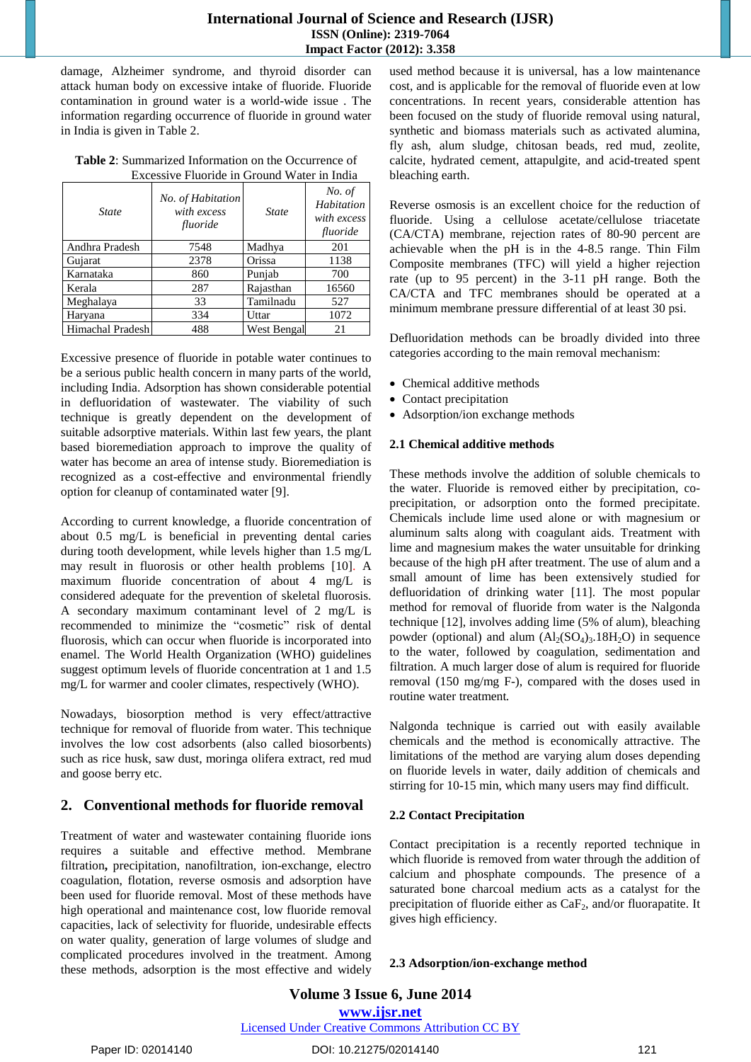damage, Alzheimer syndrome, and thyroid disorder can attack human body on excessive intake of fluoride. Fluoride contamination in ground water is a world-wide issue . The information regarding occurrence of fluoride in ground water in India is given in Table 2.

**Table 2**: Summarized Information on the Occurrence of Excessive Fluoride in Ground Water in India

| *State* | *No. of Habitation with excess fluoride* | *State* | *No. of Habitation with excess fluoride* |
|---|---|---|---|
| Andhra Pradesh | 7548 | Madhya | 201 |
| Gujarat | 2378 | Orissa | 1138 |
| Karnataka | 860 | Punjab | 700 |
| Kerala | 287 | Rajasthan | 16560 |
| Meghalaya | 33 | Tamilnadu | 527 |
| Haryana | 334 | Uttar | 1072 |
| Himachal Pradesh | 488 | West Bengal | 21 |

Excessive presence of fluoride in potable water continues to be a serious public health concern in many parts of the world, including India. Adsorption has shown considerable potential in defluoridation of wastewater. The viability of such technique is greatly dependent on the development of suitable adsorptive materials. Within last few years, the plant based bioremediation approach to improve the quality of water has become an area of intense study. Bioremediation is recognized as a cost-effective and environmental friendly option for cleanup of contaminated water [9].

According to current knowledge, a fluoride concentration of about 0.5 mg/L is beneficial in preventing dental caries during tooth development, while levels higher than 1.5 mg/L may result in fluorosis or other health problems [10]. A maximum fluoride concentration of about 4 mg/L is considered adequate for the prevention of skeletal fluorosis. A secondary maximum contaminant level of 2 mg/L is recommended to minimize the "cosmetic" risk of dental fluorosis, which can occur when fluoride is incorporated into enamel. The World Health Organization (WHO) guidelines suggest optimum levels of fluoride concentration at 1 and 1.5 mg/L for warmer and cooler climates, respectively (WHO).

Nowadays, biosorption method is very effect/attractive technique for removal of fluoride from water. This technique involves the low cost adsorbents (also called biosorbents) such as rice husk, saw dust, moringa olifera extract, red mud and goose berry etc.

## 2. Conventional methods for fluoride removal

Treatment of water and wastewater containing fluoride ions requires a suitable and effective method. Membrane filtration**,** precipitation, nanofiltration, ion-exchange, electro coagulation, flotation, reverse osmosis and adsorption have been used for fluoride removal. Most of these methods have high operational and maintenance cost, low fluoride removal capacities, lack of selectivity for fluoride, undesirable effects on water quality, generation of large volumes of sludge and complicated procedures involved in the treatment. Among these methods, adsorption is the most effective and widely used method because it is universal, has a low maintenance cost, and is applicable for the removal of fluoride even at low concentrations. In recent years, considerable attention has been focused on the study of fluoride removal using natural, synthetic and biomass materials such as activated alumina, fly ash, alum sludge, chitosan beads, red mud, zeolite, calcite, hydrated cement, attapulgite, and acid-treated spent bleaching earth.

Reverse osmosis is an excellent choice for the reduction of fluoride. Using a cellulose acetate/cellulose triacetate (CA/CTA) membrane, rejection rates of 80-90 percent are achievable when the pH is in the 4-8.5 range. Thin Film Composite membranes (TFC) will yield a higher rejection rate (up to 95 percent) in the 3-11 pH range. Both the CA/CTA and TFC membranes should be operated at a minimum membrane pressure differential of at least 30 psi.

Defluoridation methods can be broadly divided into three categories according to the main removal mechanism:

- Chemical additive methods
- Contact precipitation
- Adsorption/ion exchange methods

### 2.1 Chemical additive methods

These methods involve the addition of soluble chemicals to the water. Fluoride is removed either by precipitation, co-precipitation, or adsorption onto the formed precipitate. Chemicals include lime used alone or with magnesium or aluminum salts along with coagulant aids. Treatment with lime and magnesium makes the water unsuitable for drinking because of the high pH after treatment. The use of alum and a small amount of lime has been extensively studied for defluoridation of drinking water [11]. The most popular method for removal of fluoride from water is the Nalgonda technique [12], involves adding lime (5% of alum), bleaching powder (optional) and alum ($Al_2(SO_4)_3.18H_2O$) in sequence to the water, followed by coagulation, sedimentation and filtration. A much larger dose of alum is required for fluoride removal (150 mg/mg F-), compared with the doses used in routine water treatment.

Nalgonda technique is carried out with easily available chemicals and the method is economically attractive. The limitations of the method are varying alum doses depending on fluoride levels in water, daily addition of chemicals and stirring for 10-15 min, which many users may find difficult.

### 2.2 Contact Precipitation

Contact precipitation is a recently reported technique in which fluoride is removed from water through the addition of calcium and phosphate compounds. The presence of a saturated bone charcoal medium acts as a catalyst for the precipitation of fluoride either as $CaF_2$, and/or fluorapatite. It gives high efficiency.

### 2.3 Adsorption/ion-exchange method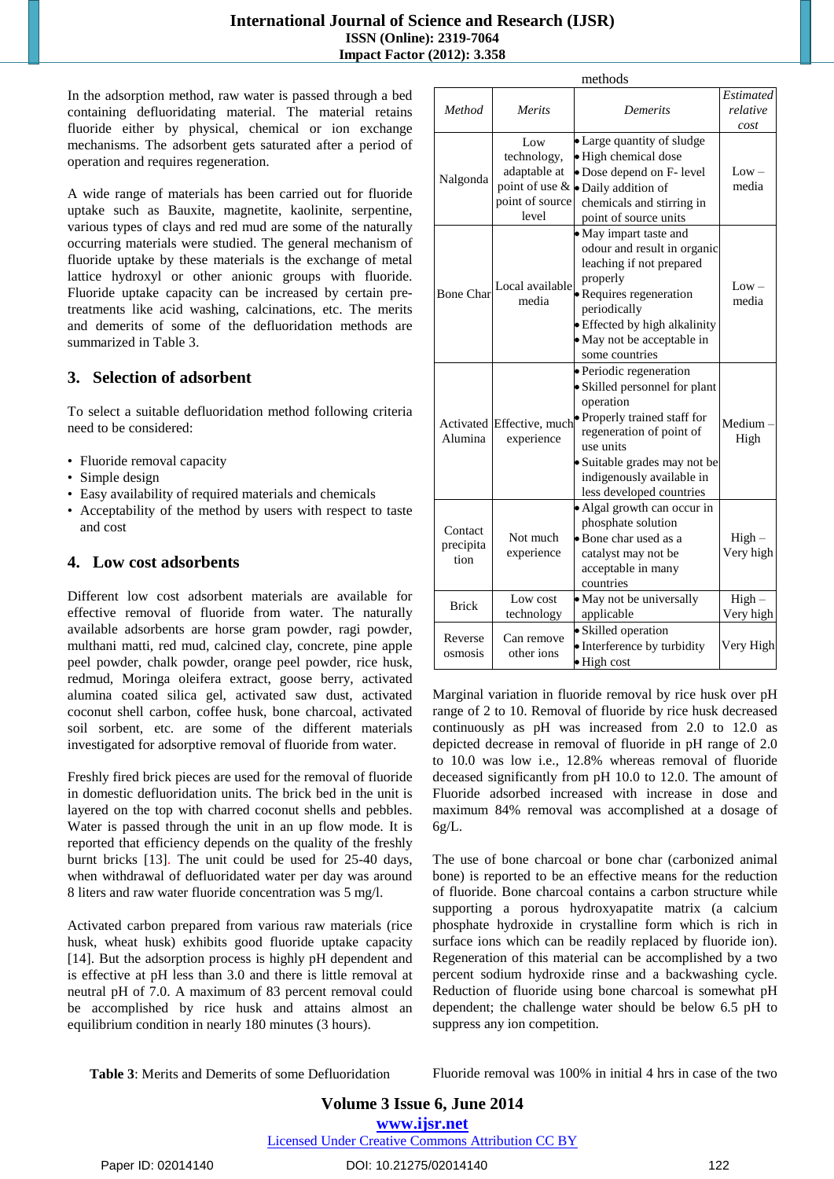In the adsorption method, raw water is passed through a bed containing defluoridating material. The material retains fluoride either by physical, chemical or ion exchange mechanisms. The adsorbent gets saturated after a period of operation and requires regeneration.

A wide range of materials has been carried out for fluoride uptake such as Bauxite, magnetite, kaolinite, serpentine, various types of clays and red mud are some of the naturally occurring materials were studied. The general mechanism of fluoride uptake by these materials is the exchange of metal lattice hydroxyl or other anionic groups with fluoride. Fluoride uptake capacity can be increased by certain pre-treatments like acid washing, calcinations, etc. The merits and demerits of some of the defluoridation methods are summarized in Table 3.

## 3. Selection of adsorbent

To select a suitable defluoridation method following criteria need to be considered:

- Fluoride removal capacity
- Simple design
- Easy availability of required materials and chemicals
- Acceptability of the method by users with respect to taste and cost

## 4. Low cost adsorbents

Different low cost adsorbent materials are available for effective removal of fluoride from water. The naturally available adsorbents are horse gram powder, ragi powder, multhani matti, red mud, calcined clay, concrete, pine apple peel powder, chalk powder, orange peel powder, rice husk, redmud, Moringa oleifera extract, goose berry, activated alumina coated silica gel, activated saw dust, activated coconut shell carbon, coffee husk, bone charcoal, activated soil sorbent, etc. are some of the different materials investigated for adsorptive removal of fluoride from water.

Freshly fired brick pieces are used for the removal of fluoride in domestic defluoridation units. The brick bed in the unit is layered on the top with charred coconut shells and pebbles. Water is passed through the unit in an up flow mode. It is reported that efficiency depends on the quality of the freshly burnt bricks [13]. The unit could be used for 25-40 days, when withdrawal of defluoridated water per day was around 8 liters and raw water fluoride concentration was 5 mg/l.

Activated carbon prepared from various raw materials (rice husk, wheat husk) exhibits good fluoride uptake capacity [14]. But the adsorption process is highly pH dependent and is effective at pH less than 3.0 and there is little removal at neutral pH of 7.0. A maximum of 83 percent removal could be accomplished by rice husk and attains almost an equilibrium condition in nearly 180 minutes (3 hours).

**Table 3**: Merits and Demerits of some Defluoridation methods

| *Method* | *Merits* | *Demerits* | *Estimated relative cost* |
|---|---|---|---|
| Nalgonda | Low technology, adaptable at point of use & point of source level | • Large quantity of sludge • High chemical dose • Dose depend on F- level • Daily addition of chemicals and stirring in point of source units | Low – media |
| Bone Char | Local available media | • May impart taste and odour and result in organic leaching if not prepared properly • Requires regeneration periodically • Effected by high alkalinity • May not be acceptable in some countries | Low – media |
| Activated Alumina | Effective, much experience | • Periodic regeneration • Skilled personnel for plant operation • Properly trained staff for regeneration of point of use units • Suitable grades may not be indigenously available in less developed countries | Medium – High |
| Contact precipitation | Not much experience | • Algal growth can occur in phosphate solution • Bone char used as a catalyst may not be acceptable in many countries | High – Very high |
| Brick | Low cost technology | • May not be universally applicable | High – Very high |
| Reverse osmosis | Can remove other ions | • Skilled operation • Interference by turbidity • High cost | Very High |

Marginal variation in fluoride removal by rice husk over pH range of 2 to 10. Removal of fluoride by rice husk decreased continuously as pH was increased from 2.0 to 12.0 as depicted decrease in removal of fluoride in pH range of 2.0 to 10.0 was low i.e., 12.8% whereas removal of fluoride deceased significantly from pH 10.0 to 12.0. The amount of Fluoride adsorbed increased with increase in dose and maximum 84% removal was accomplished at a dosage of 6g/L.

The use of bone charcoal or bone char (carbonized animal bone) is reported to be an effective means for the reduction of fluoride. Bone charcoal contains a carbon structure while supporting a porous hydroxyapatite matrix (a calcium phosphate hydroxide in crystalline form which is rich in surface ions which can be readily replaced by fluoride ion). Regeneration of this material can be accomplished by a two percent sodium hydroxide rinse and a backwashing cycle. Reduction of fluoride using bone charcoal is somewhat pH dependent; the challenge water should be below 6.5 pH to suppress any ion competition.

Fluoride removal was 100% in initial 4 hrs in case of the two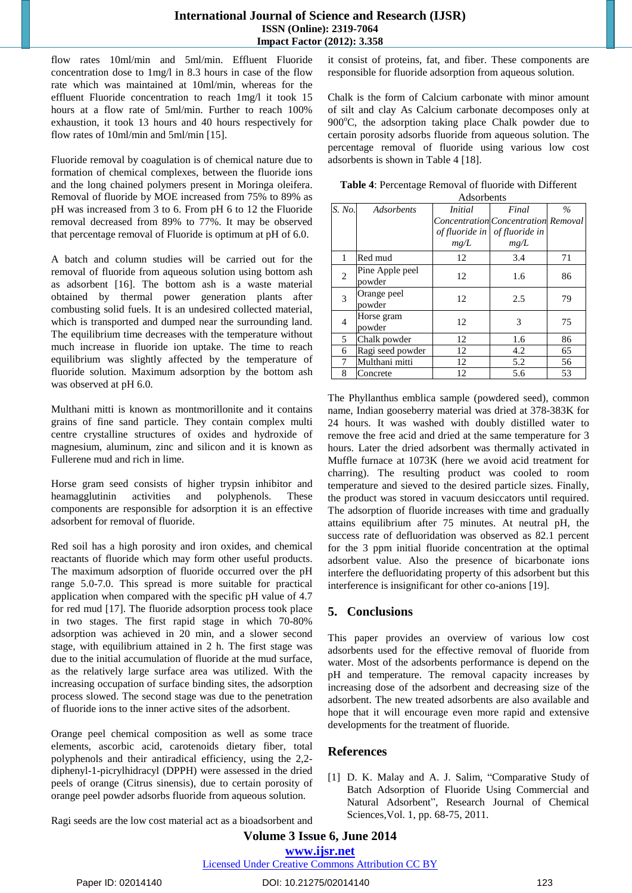flow rates 10ml/min and 5ml/min. Effluent Fluoride concentration dose to 1mg/l in 8.3 hours in case of the flow rate which was maintained at 10ml/min, whereas for the effluent Fluoride concentration to reach 1mg/l it took 15 hours at a flow rate of 5ml/min. Further to reach 100% exhaustion, it took 13 hours and 40 hours respectively for flow rates of 10ml/min and 5ml/min [15].

Fluoride removal by coagulation is of chemical nature due to formation of chemical complexes, between the fluoride ions and the long chained polymers present in Moringa oleifera. Removal of fluoride by MOE increased from 75% to 89% as pH was increased from 3 to 6. From pH 6 to 12 the Fluoride removal decreased from 89% to 77%. It may be observed that percentage removal of Fluoride is optimum at pH of 6.0.

A batch and column studies will be carried out for the removal of fluoride from aqueous solution using bottom ash as adsorbent [16]. The bottom ash is a waste material obtained by thermal power generation plants after combusting solid fuels. It is an undesired collected material, which is transported and dumped near the surrounding land. The equilibrium time decreases with the temperature without much increase in fluoride ion uptake. The time to reach equilibrium was slightly affected by the temperature of fluoride solution. Maximum adsorption by the bottom ash was observed at pH 6.0.

Multhani mitti is known as montmorillonite and it contains grains of fine sand particle. They contain complex multi centre crystalline structures of oxides and hydroxide of magnesium, aluminum, zinc and silicon and it is known as Fullerene mud and rich in lime.

Horse gram seed consists of higher trypsin inhibitor and heamagglutinin activities and polyphenols. These components are responsible for adsorption it is an effective adsorbent for removal of fluoride.

Red soil has a high porosity and iron oxides, and chemical reactants of fluoride which may form other useful products. The maximum adsorption of fluoride occurred over the pH range 5.0-7.0. This spread is more suitable for practical application when compared with the specific pH value of 4.7 for red mud [17]. The fluoride adsorption process took place in two stages. The first rapid stage in which 70-80% adsorption was achieved in 20 min, and a slower second stage, with equilibrium attained in 2 h. The first stage was due to the initial accumulation of fluoride at the mud surface, as the relatively large surface area was utilized. With the increasing occupation of surface binding sites, the adsorption process slowed. The second stage was due to the penetration of fluoride ions to the inner active sites of the adsorbent.

Orange peel chemical composition as well as some trace elements, ascorbic acid, carotenoids dietary fiber, total polyphenols and their antiradical efficiency, using the 2,2-diphenyl-1-picrylhidracyl (DPPH) were assessed in the dried peels of orange (Citrus sinensis), due to certain porosity of orange peel powder adsorbs fluoride from aqueous solution.

Ragi seeds are the low cost material act as a bioadsorbent and it consist of proteins, fat, and fiber. These components are responsible for fluoride adsorption from aqueous solution.

Chalk is the form of Calcium carbonate with minor amount of silt and clay As Calcium carbonate decomposes only at 900$^{o}$C, the adsorption taking place Chalk powder due to certain porosity adsorbs fluoride from aqueous solution. The percentage removal of fluoride using various low cost adsorbents is shown in Table 4 [18].

**Table 4**: Percentage Removal of fluoride with Different Adsorbents

| *S. No.* | *Adsorbents* | *Initial Concentration of fluoride in mg/L* | *Final Concentration of fluoride in mg/L* | *% Removal* |
|---|---|---|---|---|
| 1 | Red mud | 12 | 3.4 | 71 |
| 2 | Pine Apple peel powder | 12 | 1.6 | 86 |
| 3 | Orange peel powder | 12 | 2.5 | 79 |
| 4 | Horse gram powder | 12 | 3 | 75 |
| 5 | Chalk powder | 12 | 1.6 | 86 |
| 6 | Ragi seed powder | 12 | 4.2 | 65 |
| 7 | Multhani mitti | 12 | 5.2 | 56 |
| 8 | Concrete | 12 | 5.6 | 53 |

The Phyllanthus emblica sample (powdered seed), common name, Indian gooseberry material was dried at 378-383K for 24 hours. It was washed with doubly distilled water to remove the free acid and dried at the same temperature for 3 hours. Later the dried adsorbent was thermally activated in Muffle furnace at 1073K (here we avoid acid treatment for charring). The resulting product was cooled to room temperature and sieved to the desired particle sizes. Finally, the product was stored in vacuum desiccators until required. The adsorption of fluoride increases with time and gradually attains equilibrium after 75 minutes. At neutral pH, the success rate of defluoridation was observed as 82.1 percent for the 3 ppm initial fluoride concentration at the optimal adsorbent value. Also the presence of bicarbonate ions interfere the defluoridating property of this adsorbent but this interference is insignificant for other co-anions [19].

## 5. Conclusions

This paper provides an overview of various low cost adsorbents used for the effective removal of fluoride from water. Most of the adsorbents performance is depend on the pH and temperature. The removal capacity increases by increasing dose of the adsorbent and decreasing size of the adsorbent. The new treated adsorbents are also available and hope that it will encourage even more rapid and extensive developments for the treatment of fluoride.

## References

[1] D. K. Malay and A. J. Salim, "Comparative Study of Batch Adsorption of Fluoride Using Commercial and Natural Adsorbent", Research Journal of Chemical Sciences,Vol. 1, pp. 68-75, 2011.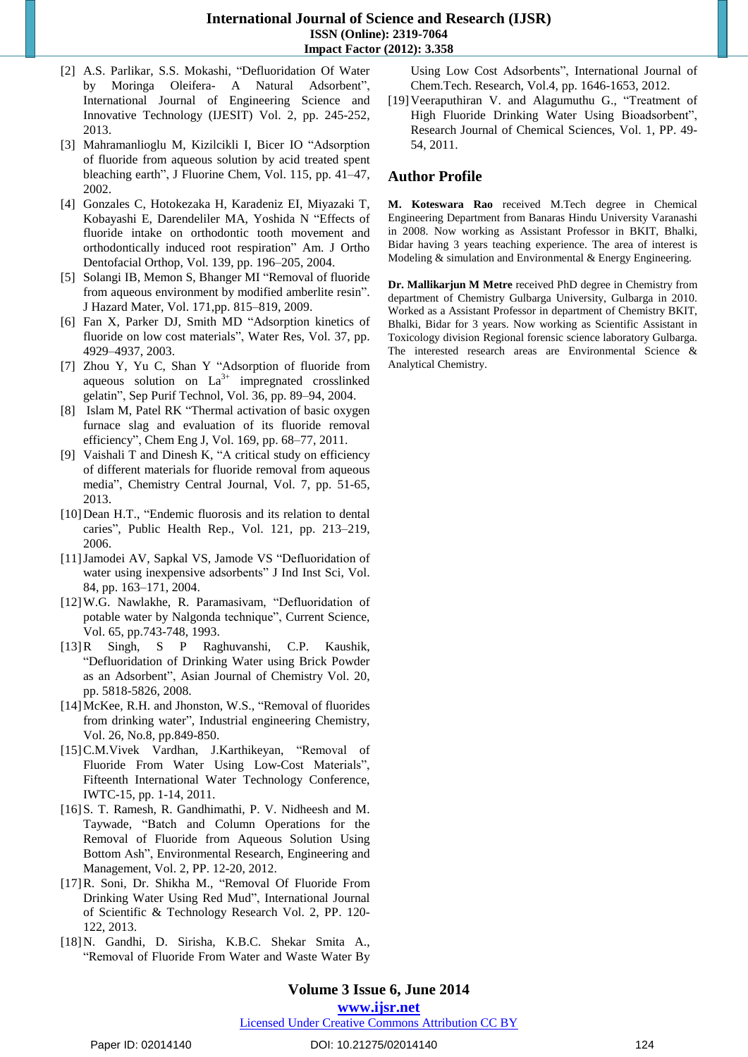[2] A.S. Parlikar, S.S. Mokashi, "Defluoridation Of Water by Moringa Oleifera- A Natural Adsorbent", International Journal of Engineering Science and Innovative Technology (IJESIT) Vol. 2, pp. 245-252, 2013.

[3] Mahramanlioglu M, Kizilcikli I, Bicer IO "Adsorption of fluoride from aqueous solution by acid treated spent bleaching earth", J Fluorine Chem, Vol. 115, pp. 41–47, 2002.

[4] Gonzales C, Hotokezaka H, Karadeniz EI, Miyazaki T, Kobayashi E, Darendeliler MA, Yoshida N "Effects of fluoride intake on orthodontic tooth movement and orthodontically induced root respiration" Am. J Ortho Dentofacial Orthop, Vol. 139, pp. 196–205, 2004.

[5] Solangi IB, Memon S, Bhanger MI "Removal of fluoride from aqueous environment by modified amberlite resin". J Hazard Mater, Vol. 171,pp. 815–819, 2009.

[6] Fan X, Parker DJ, Smith MD "Adsorption kinetics of fluoride on low cost materials", Water Res, Vol. 37, pp. 4929–4937, 2003.

[7] Zhou Y, Yu C, Shan Y "Adsorption of fluoride from aqueous solution on $La^{3+}$ impregnated crosslinked gelatin", Sep Purif Technol, Vol. 36, pp. 89–94, 2004.

[8] Islam M, Patel RK "Thermal activation of basic oxygen furnace slag and evaluation of its fluoride removal efficiency", Chem Eng J, Vol. 169, pp. 68–77, 2011.

[9] Vaishali T and Dinesh K, "A critical study on efficiency of different materials for fluoride removal from aqueous media", Chemistry Central Journal, Vol. 7, pp. 51-65, 2013.

[10] Dean H.T., "Endemic fluorosis and its relation to dental caries", Public Health Rep., Vol. 121, pp. 213–219, 2006.

[11] Jamodei AV, Sapkal VS, Jamode VS "Defluoridation of water using inexpensive adsorbents" J Ind Inst Sci, Vol. 84, pp. 163–171, 2004.

[12] W.G. Nawlakhe, R. Paramasivam, "Defluoridation of potable water by Nalgonda technique", Current Science, Vol. 65, pp.743-748, 1993.

[13] R Singh, S P Raghuvanshi, C.P. Kaushik, "Defluoridation of Drinking Water using Brick Powder as an Adsorbent", Asian Journal of Chemistry Vol. 20, pp. 5818-5826, 2008.

[14] McKee, R.H. and Jhonston, W.S., "Removal of fluorides from drinking water", Industrial engineering Chemistry, Vol. 26, No.8, pp.849-850.

[15] C.M.Vivek Vardhan, J.Karthikeyan, "Removal of Fluoride From Water Using Low-Cost Materials", Fifteenth International Water Technology Conference, IWTC-15, pp. 1-14, 2011.

[16] S. T. Ramesh, R. Gandhimathi, P. V. Nidheesh and M. Taywade, "Batch and Column Operations for the Removal of Fluoride from Aqueous Solution Using Bottom Ash", Environmental Research, Engineering and Management, Vol. 2, PP. 12-20, 2012.

[17] R. Soni, Dr. Shikha M., "Removal Of Fluoride From Drinking Water Using Red Mud", International Journal of Scientific & Technology Research Vol. 2, PP. 120-122, 2013.

[18] N. Gandhi, D. Sirisha, K.B.C. Shekar Smita A., "Removal of Fluoride From Water and Waste Water By Using Low Cost Adsorbents", International Journal of Chem.Tech. Research, Vol.4, pp. 1646-1653, 2012.

[19] Veeraputhiran V. and Alagumuthu G., "Treatment of High Fluoride Drinking Water Using Bioadsorbent", Research Journal of Chemical Sciences, Vol. 1, PP. 49-54, 2011.

## Author Profile

**M. Koteswara Rao** received M.Tech degree in Chemical Engineering Department from Banaras Hindu University Varanashi in 2008. Now working as Assistant Professor in BKIT, Bhalki, Bidar having 3 years teaching experience. The area of interest is Modeling & simulation and Environmental & Energy Engineering.

**Dr. Mallikarjun M Metre** received PhD degree in Chemistry from department of Chemistry Gulbarga University, Gulbarga in 2010. Worked as a Assistant Professor in department of Chemistry BKIT, Bhalki, Bidar for 3 years. Now working as Scientific Assistant in Toxicology division Regional forensic science laboratory Gulbarga. The interested research areas are Environmental Science & Analytical Chemistry.